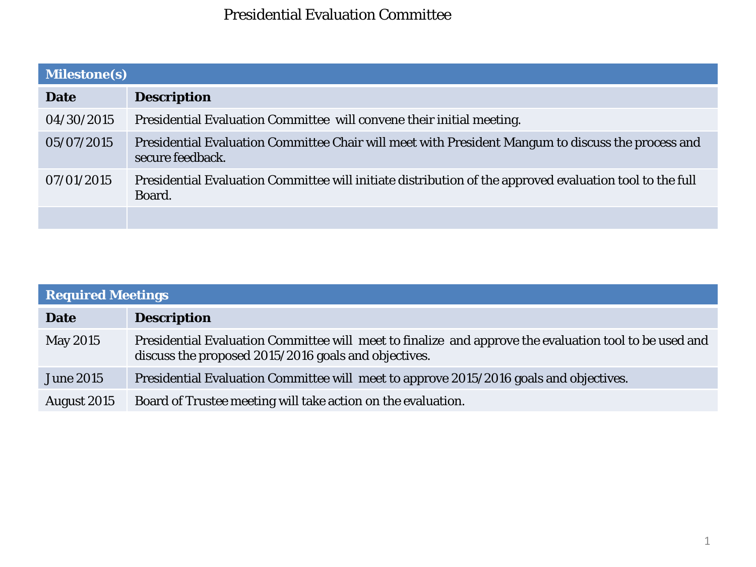# Presidential Evaluation Committee

| Milestone(s) | |
|---|---|
| **Date** | **Description** |
| 04/30/2015 | Presidential Evaluation Committee will convene their initial meeting. |
| 05/07/2015 | Presidential Evaluation Committee Chair will meet with President Mangum to discuss the process and secure feedback. |
| 07/01/2015 | Presidential Evaluation Committee will initiate distribution of the approved evaluation tool to the full Board. |
| | |

| Required Meetings | |
|---|---|
| **Date** | **Description** |
| May 2015 | Presidential Evaluation Committee will meet to finalize and approve the evaluation tool to be used and discuss the proposed 2015/2016 goals and objectives. |
| June 2015 | Presidential Evaluation Committee will meet to approve 2015/2016 goals and objectives. |
| August 2015 | Board of Trustee meeting will take action on the evaluation. |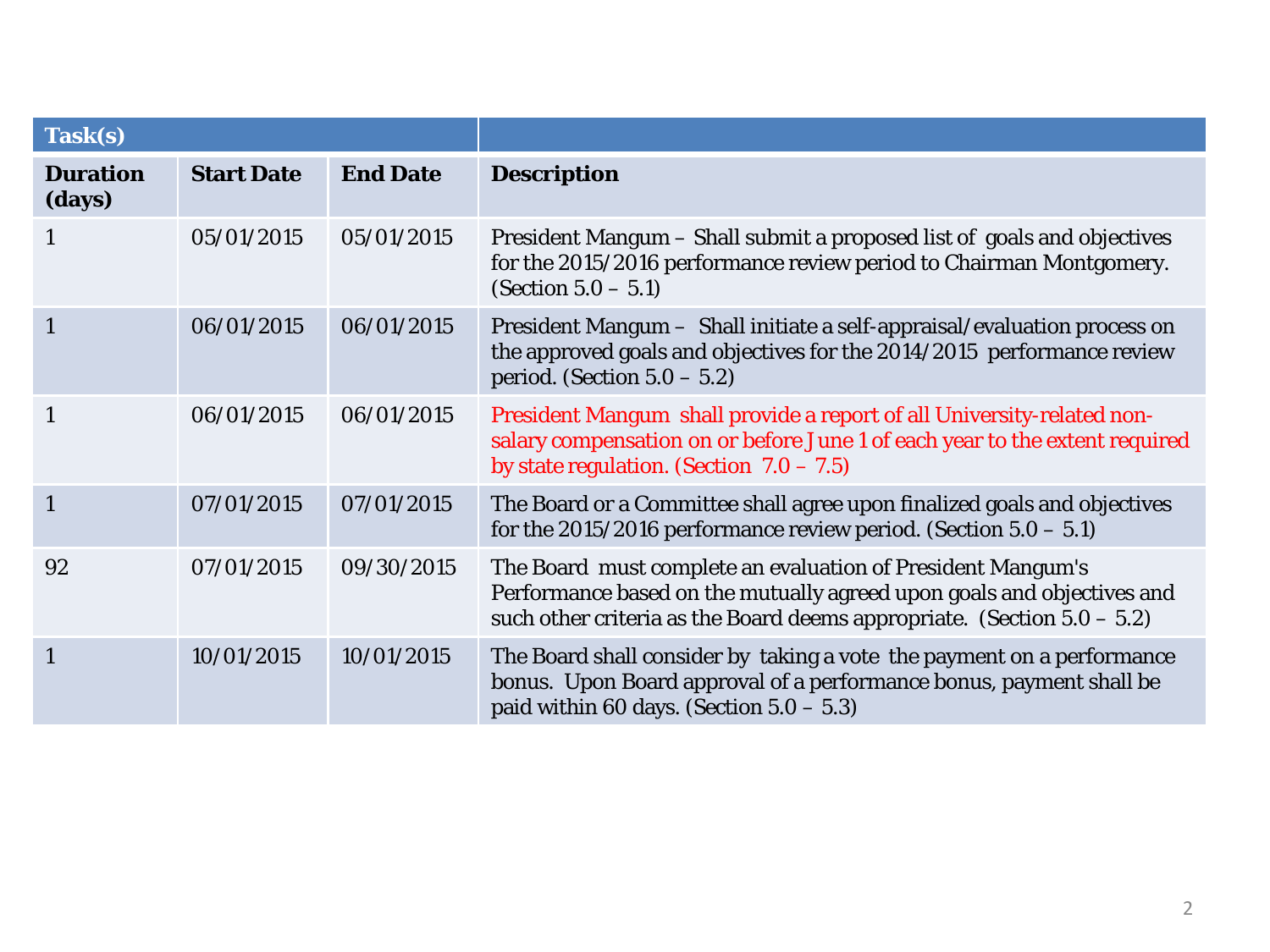| Task(s) | | | |
|---|---|---|---|
| **Duration (days)** | **Start Date** | **End Date** | **Description** |
| 1 | 05/01/2015 | 05/01/2015 | President Mangum – Shall submit a proposed list of goals and objectives for the 2015/2016 performance review period to Chairman Montgomery. (Section 5.0 – 5.1) |
| 1 | 06/01/2015 | 06/01/2015 | President Mangum – Shall initiate a self-appraisal/evaluation process on the approved goals and objectives for the 2014/2015 performance review period. (Section 5.0 – 5.2) |
| 1 | 06/01/2015 | 06/01/2015 | President Mangum shall provide a report of all University-related non-salary compensation on or before June 1 of each year to the extent required by state regulation. (Section 7.0 – 7.5) |
| 1 | 07/01/2015 | 07/01/2015 | The Board or a Committee shall agree upon finalized goals and objectives for the 2015/2016 performance review period. (Section 5.0 – 5.1) |
| 92 | 07/01/2015 | 09/30/2015 | The Board must complete an evaluation of President Mangum's Performance based on the mutually agreed upon goals and objectives and such other criteria as the Board deems appropriate. (Section 5.0 – 5.2) |
| 1 | 10/01/2015 | 10/01/2015 | The Board shall consider by taking a vote the payment on a performance bonus. Upon Board approval of a performance bonus, payment shall be paid within 60 days. (Section 5.0 – 5.3) |